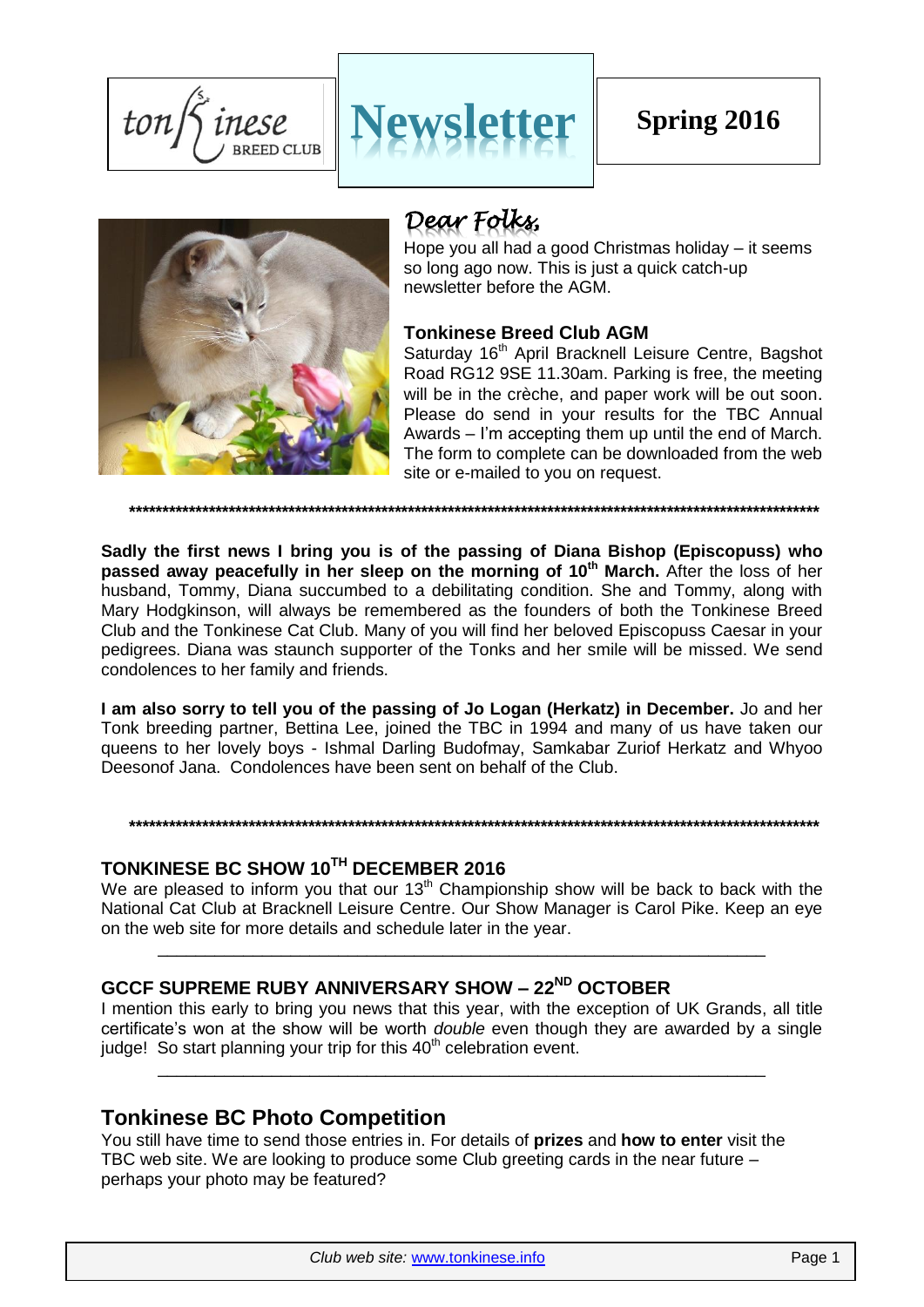tonkinese BREED CLUB

# Newsletter

**Spring 2016**

## *Dear Folks,*

Hope you all had a good Christmas holiday – it seems so long ago now. This is just a quick catch-up newsletter before the AGM.

### Tonkinese Breed Club AGM

Saturday 16th April Bracknell Leisure Centre, Bagshot Road RG12 9SE 11.30am. Parking is free, the meeting will be in the crèche, and paper work will be out soon. Please do send in your results for the TBC Annual Awards – I'm accepting them up until the end of March. The form to complete can be downloaded from the web site or e-mailed to you on request.

**************************************************************************************************************

**Sadly the first news I bring you is of the passing of Diana Bishop (Episcopuss) who passed away peacefully in her sleep on the morning of 10th March.** After the loss of her husband, Tommy, Diana succumbed to a debilitating condition. She and Tommy, along with Mary Hodgkinson, will always be remembered as the founders of both the Tonkinese Breed Club and the Tonkinese Cat Club. Many of you will find her beloved Episcopuss Caesar in your pedigrees. Diana was staunch supporter of the Tonks and her smile will be missed. We send condolences to her family and friends.

**I am also sorry to tell you of the passing of Jo Logan (Herkatz) in December.** Jo and her Tonk breeding partner, Bettina Lee, joined the TBC in 1994 and many of us have taken our queens to her lovely boys - Ishmal Darling Budofmay, Samkabar Zuriof Herkatz and Whyoo Deesonof Jana. Condolences have been sent on behalf of the Club.

**************************************************************************************************************

### TONKINESE BC SHOW 10TH DECEMBER 2016

We are pleased to inform you that our 13th Championship show will be back to back with the National Cat Club at Bracknell Leisure Centre. Our Show Manager is Carol Pike. Keep an eye on the web site for more details and schedule later in the year.

---

### GCCF SUPREME RUBY ANNIVERSARY SHOW – 22ND OCTOBER

I mention this early to bring you news that this year, with the exception of UK Grands, all title certificate's won at the show will be worth *double* even though they are awarded by a single judge! So start planning your trip for this 40th celebration event.

---

## Tonkinese BC Photo Competition

You still have time to send those entries in. For details of **prizes** and **how to enter** visit the TBC web site. We are looking to produce some Club greeting cards in the near future – perhaps your photo may be featured?

*Club web site:* www.tonkinese.info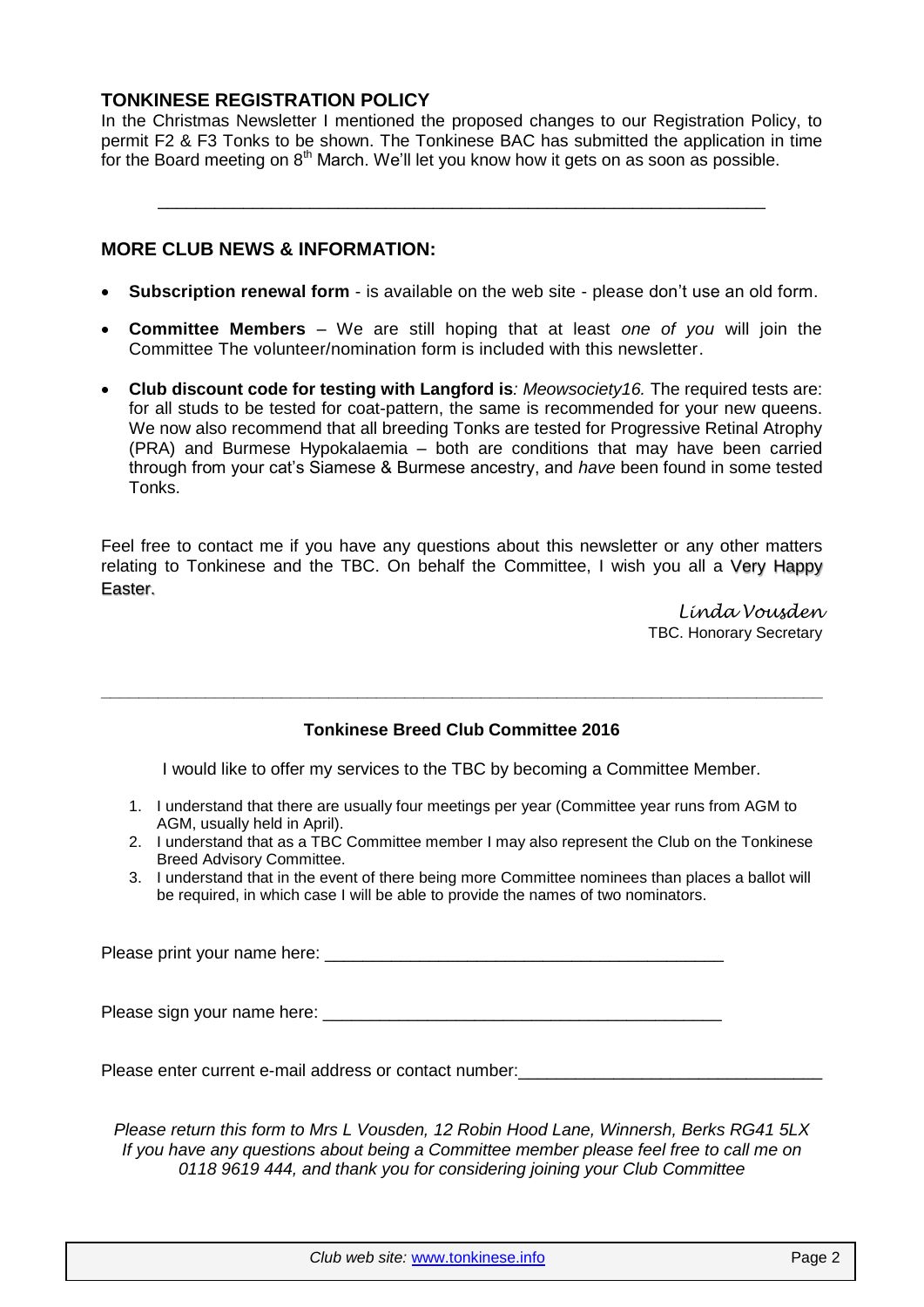## TONKINESE REGISTRATION POLICY

In the Christmas Newsletter I mentioned the proposed changes to our Registration Policy, to permit F2 & F3 Tonks to be shown. The Tonkinese BAC has submitted the application in time for the Board meeting on 8th March. We'll let you know how it gets on as soon as possible.

---

## MORE CLUB NEWS & INFORMATION:

- **Subscription renewal form** - is available on the web site - please don't use an old form.
- **Committee Members** – We are still hoping that at least *one of you* will join the Committee The volunteer/nomination form is included with this newsletter.
- **Club discount code for testing with Langford is***: Meowsociety16.* The required tests are: for all studs to be tested for coat-pattern, the same is recommended for your new queens. We now also recommend that all breeding Tonks are tested for Progressive Retinal Atrophy (PRA) and Burmese Hypokalaemia – both are conditions that may have been carried through from your cat's Siamese & Burmese ancestry, and *have* been found in some tested Tonks.

Feel free to contact me if you have any questions about this newsletter or any other matters relating to Tonkinese and the TBC. On behalf the Committee, I wish you all a Very Happy Easter.

*Linda Vousden*
TBC. Honorary Secretary

---

**Tonkinese Breed Club Committee 2016**

I would like to offer my services to the TBC by becoming a Committee Member.

1. I understand that there are usually four meetings per year (Committee year runs from AGM to AGM, usually held in April).
2. I understand that as a TBC Committee member I may also represent the Club on the Tonkinese Breed Advisory Committee.
3. I understand that in the event of there being more Committee nominees than places a ballot will be required, in which case I will be able to provide the names of two nominators.

Please print your name here: ___________________________________________

Please sign your name here: ___________________________________________

Please enter current e-mail address or contact number:_______________________________

*Please return this form to Mrs L Vousden, 12 Robin Hood Lane, Winnersh, Berks RG41 5LX*
*If you have any questions about being a Committee member please feel free to call me on 0118 9619 444, and thank you for considering joining your Club Committee*

*Club web site:* www.tonkinese.info